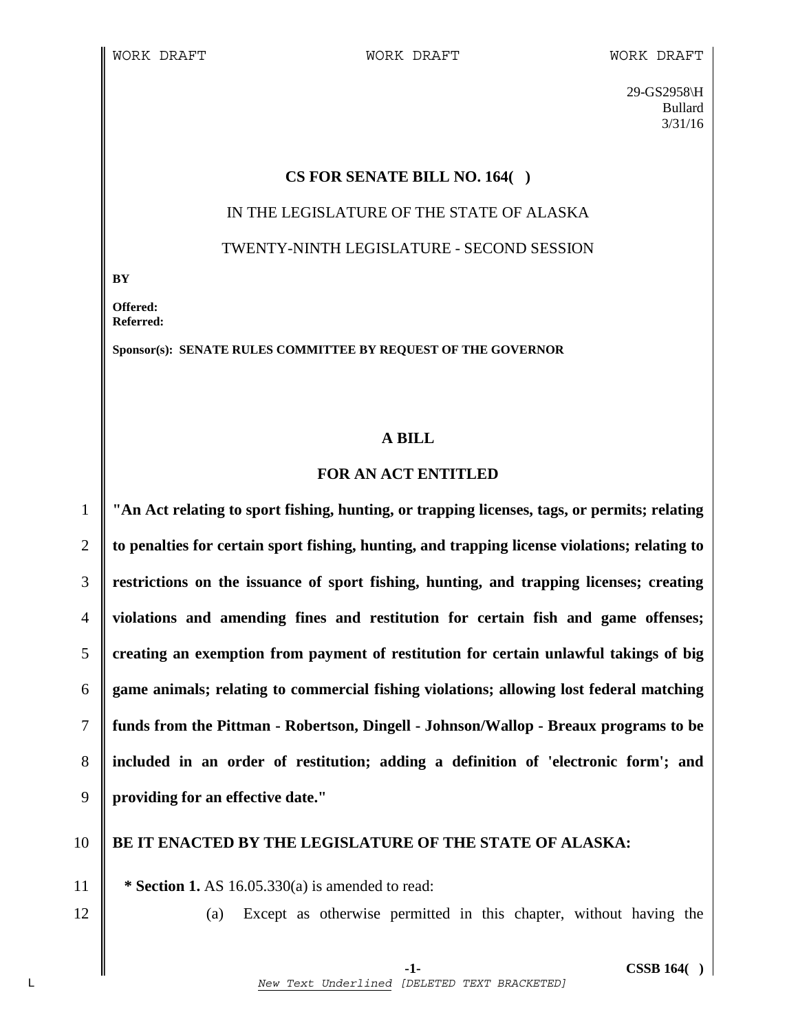WORK DRAFT WORK DRAFT WORK DRAFT

29-GS2958\H
Bullard
3/31/16

**CS FOR SENATE BILL NO. 164( )**

IN THE LEGISLATURE OF THE STATE OF ALASKA

TWENTY-NINTH LEGISLATURE - SECOND SESSION

**BY**

**Offered:**
**Referred:**

**Sponsor(s): SENATE RULES COMMITTEE BY REQUEST OF THE GOVERNOR**

**A BILL**

**FOR AN ACT ENTITLED**

**"An Act relating to sport fishing, hunting, or trapping licenses, tags, or permits; relating to penalties for certain sport fishing, hunting, and trapping license violations; relating to restrictions on the issuance of sport fishing, hunting, and trapping licenses; creating violations and amending fines and restitution for certain fish and game offenses; creating an exemption from payment of restitution for certain unlawful takings of big game animals; relating to commercial fishing violations; allowing lost federal matching funds from the Pittman - Robertson, Dingell - Johnson/Wallop - Breaux programs to be included in an order of restitution; adding a definition of 'electronic form'; and providing for an effective date."**

**BE IT ENACTED BY THE LEGISLATURE OF THE STATE OF ALASKA:**

**\* Section 1.** AS 16.05.330(a) is amended to read:

(a) Except as otherwise permitted in this chapter, without having the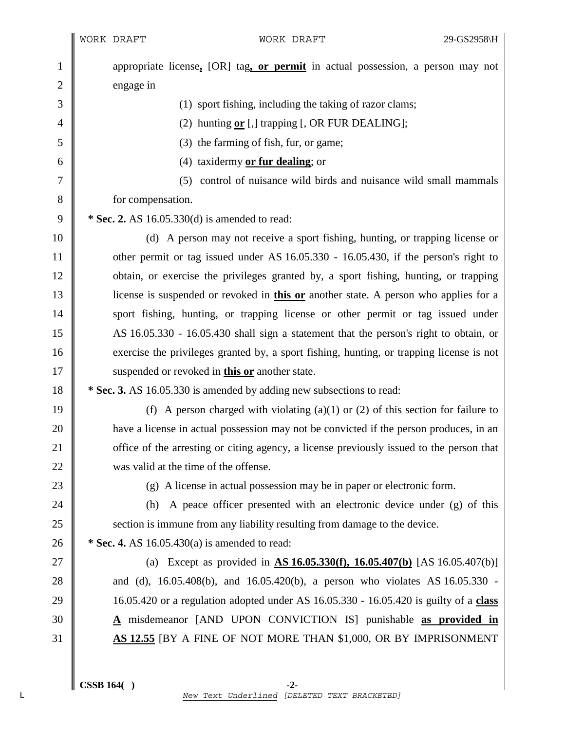appropriate license**,** [OR] tag**, or permit** in actual possession, a person may not engage in

(1) sport fishing, including the taking of razor clams;

(2) hunting **or** [,] trapping [, OR FUR DEALING];

(3) the farming of fish, fur, or game;

(4) taxidermy **or fur dealing**; or

(5) control of nuisance wild birds and nuisance wild small mammals for compensation.

**\* Sec. 2.** AS 16.05.330(d) is amended to read:

(d) A person may not receive a sport fishing, hunting, or trapping license or other permit or tag issued under AS 16.05.330 - 16.05.430, if the person's right to obtain, or exercise the privileges granted by, a sport fishing, hunting, or trapping license is suspended or revoked in **this or** another state. A person who applies for a sport fishing, hunting, or trapping license or other permit or tag issued under AS 16.05.330 - 16.05.430 shall sign a statement that the person's right to obtain, or exercise the privileges granted by, a sport fishing, hunting, or trapping license is not suspended or revoked in **this or** another state.

**\* Sec. 3.** AS 16.05.330 is amended by adding new subsections to read:

(f) A person charged with violating (a)(1) or (2) of this section for failure to have a license in actual possession may not be convicted if the person produces, in an office of the arresting or citing agency, a license previously issued to the person that was valid at the time of the offense.

(g) A license in actual possession may be in paper or electronic form.

(h) A peace officer presented with an electronic device under (g) of this section is immune from any liability resulting from damage to the device.

**\* Sec. 4.** AS 16.05.430(a) is amended to read:

(a) Except as provided in **AS 16.05.330(f), 16.05.407(b)** [AS 16.05.407(b)] and (d), 16.05.408(b), and 16.05.420(b), a person who violates AS 16.05.330 - 16.05.420 or a regulation adopted under AS 16.05.330 - 16.05.420 is guilty of a **class A** misdemeanor [AND UPON CONVICTION IS] punishable **as provided in AS 12.55** [BY A FINE OF NOT MORE THAN $1,000, OR BY IMPRISONMENT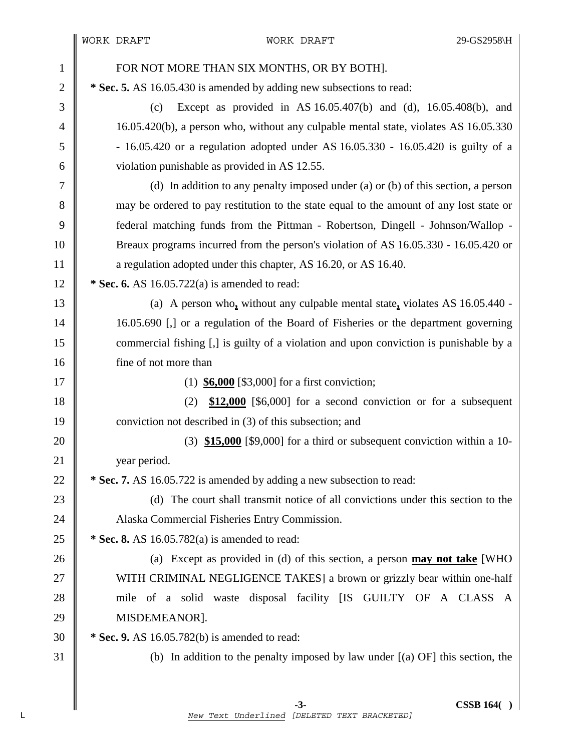FOR NOT MORE THAN SIX MONTHS, OR BY BOTH].

**\* Sec. 5.** AS 16.05.430 is amended by adding new subsections to read:

(c) Except as provided in AS 16.05.407(b) and (d), 16.05.408(b), and 16.05.420(b), a person who, without any culpable mental state, violates AS 16.05.330 - 16.05.420 or a regulation adopted under AS 16.05.330 - 16.05.420 is guilty of a violation punishable as provided in AS 12.55.

(d) In addition to any penalty imposed under (a) or (b) of this section, a person may be ordered to pay restitution to the state equal to the amount of any lost state or federal matching funds from the Pittman - Robertson, Dingell - Johnson/Wallop - Breaux programs incurred from the person's violation of AS 16.05.330 - 16.05.420 or a regulation adopted under this chapter, AS 16.20, or AS 16.40.

**\* Sec. 6.** AS 16.05.722(a) is amended to read:

(a) A person who**,** without any culpable mental state**,** violates AS 16.05.440 - 16.05.690 [,] or a regulation of the Board of Fisheries or the department governing commercial fishing [,] is guilty of a violation and upon conviction is punishable by a fine of not more than

(1) **$6,000** [$3,000] for a first conviction;

(2) **$12,000** [$6,000] for a second conviction or for a subsequent conviction not described in (3) of this subsection; and

(3) **$15,000** [$9,000] for a third or subsequent conviction within a 10-year period.

**\* Sec. 7.** AS 16.05.722 is amended by adding a new subsection to read:

(d) The court shall transmit notice of all convictions under this section to the Alaska Commercial Fisheries Entry Commission.

**\* Sec. 8.** AS 16.05.782(a) is amended to read:

(a) Except as provided in (d) of this section, a person **may not take** [WHO WITH CRIMINAL NEGLIGENCE TAKES] a brown or grizzly bear within one-half mile of a solid waste disposal facility [IS GUILTY OF A CLASS A MISDEMEANOR].

**\* Sec. 9.** AS 16.05.782(b) is amended to read:

(b) In addition to the penalty imposed by law under [(a) OF] this section, the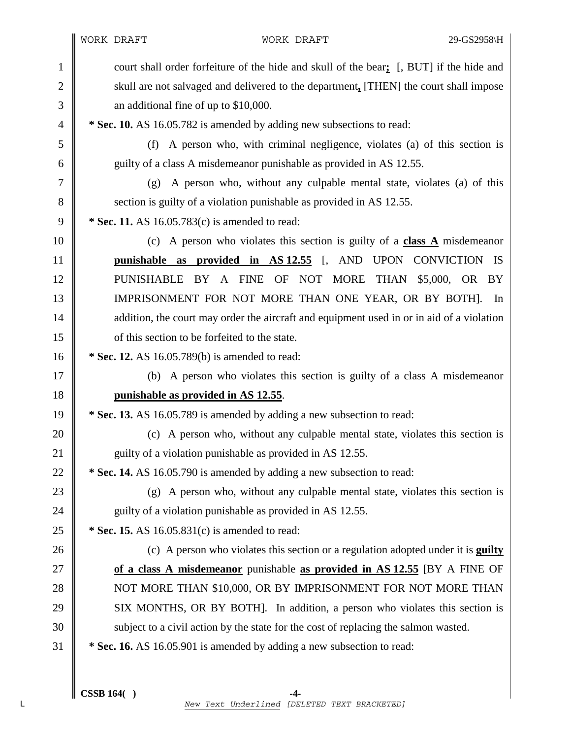court shall order forfeiture of the hide and skull of the bear**<u>;</u>** [, BUT] if the hide and skull are not salvaged and delivered to the department**<u>,</u>** [THEN] the court shall impose an additional fine of up to $10,000.

**\* Sec. 10.** AS 16.05.782 is amended by adding new subsections to read:

(f) A person who, with criminal negligence, violates (a) of this section is guilty of a class A misdemeanor punishable as provided in AS 12.55.

(g) A person who, without any culpable mental state, violates (a) of this section is guilty of a violation punishable as provided in AS 12.55.

**\* Sec. 11.** AS 16.05.783(c) is amended to read:

(c) A person who violates this section is guilty of a **<u>class A</u>** misdemeanor **<u>punishable as provided in AS 12.55</u>** [, AND UPON CONVICTION IS PUNISHABLE BY A FINE OF NOT MORE THAN $5,000, OR BY IMPRISONMENT FOR NOT MORE THAN ONE YEAR, OR BY BOTH]. In addition, the court may order the aircraft and equipment used in or in aid of a violation of this section to be forfeited to the state.

**\* Sec. 12.** AS 16.05.789(b) is amended to read:

(b) A person who violates this section is guilty of a class A misdemeanor **<u>punishable as provided in AS 12.55</u>**.

**\* Sec. 13.** AS 16.05.789 is amended by adding a new subsection to read:

(c) A person who, without any culpable mental state, violates this section is guilty of a violation punishable as provided in AS 12.55.

**\* Sec. 14.** AS 16.05.790 is amended by adding a new subsection to read:

(g) A person who, without any culpable mental state, violates this section is guilty of a violation punishable as provided in AS 12.55.

**\* Sec. 15.** AS 16.05.831(c) is amended to read:

(c) A person who violates this section or a regulation adopted under it is **<u>guilty of a class A misdemeanor</u>** punishable **<u>as provided in AS 12.55</u>** [BY A FINE OF NOT MORE THAN $10,000, OR BY IMPRISONMENT FOR NOT MORE THAN SIX MONTHS, OR BY BOTH]. In addition, a person who violates this section is subject to a civil action by the state for the cost of replacing the salmon wasted.

**\* Sec. 16.** AS 16.05.901 is amended by adding a new subsection to read: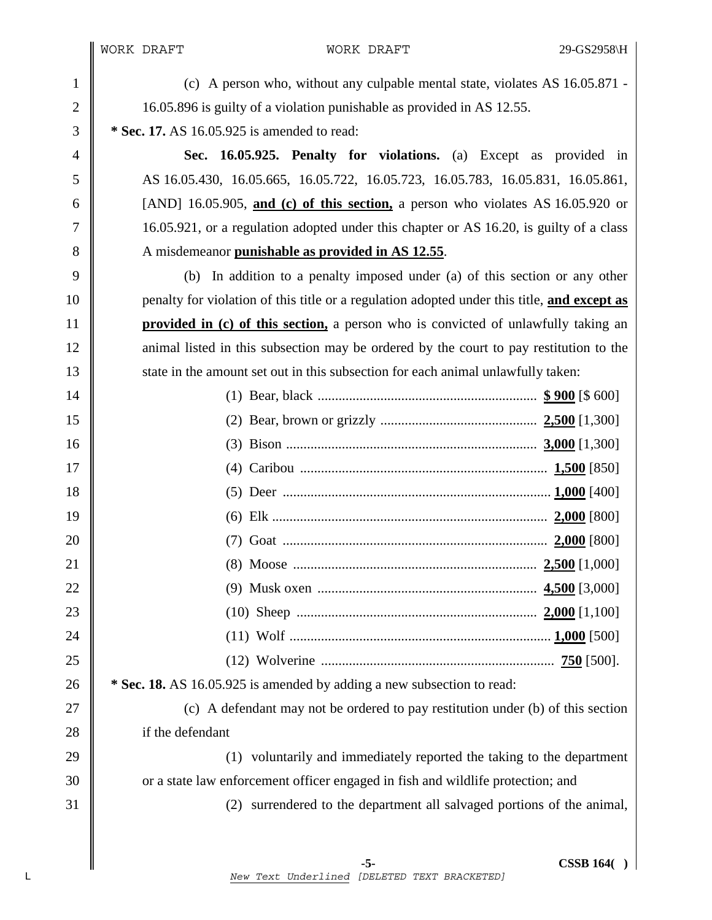(c) A person who, without any culpable mental state, violates AS 16.05.871 - 16.05.896 is guilty of a violation punishable as provided in AS 12.55.

**\* Sec. 17.** AS 16.05.925 is amended to read:

**Sec. 16.05.925. Penalty for violations.** (a) Except as provided in AS 16.05.430, 16.05.665, 16.05.722, 16.05.723, 16.05.783, 16.05.831, 16.05.861, [AND] 16.05.905, **<u>and (c) of this section,</u>** a person who violates AS 16.05.920 or 16.05.921, or a regulation adopted under this chapter or AS 16.20, is guilty of a class A misdemeanor **<u>punishable as provided in AS 12.55</u>**.

(b) In addition to a penalty imposed under (a) of this section or any other penalty for violation of this title or a regulation adopted under this title, **<u>and except as provided in (c) of this section,</u>** a person who is convicted of unlawfully taking an animal listed in this subsection may be ordered by the court to pay restitution to the state in the amount set out in this subsection for each animal unlawfully taken:

(1) Bear, black ............ **<u>$ 900</u>** [$ 600]

(2) Bear, brown or grizzly ............ **<u>2,500</u>** [1,300]

(3) Bison ............ **<u>3,000</u>** [1,300]

(4) Caribou ............ **<u>1,500</u>** [850]

(5) Deer ............ **<u>1,000</u>** [400]

(6) Elk ............ **<u>2,000</u>** [800]

(7) Goat ............ **<u>2,000</u>** [800]

(8) Moose ............ **<u>2,500</u>** [1,000]

(9) Musk oxen ............ **<u>4,500</u>** [3,000]

(10) Sheep ............ **<u>2,000</u>** [1,100]

(11) Wolf ............ **<u>1,000</u>** [500]

(12) Wolverine ............ **<u>750</u>** [500].

**\* Sec. 18.** AS 16.05.925 is amended by adding a new subsection to read:

(c) A defendant may not be ordered to pay restitution under (b) of this section if the defendant

(1) voluntarily and immediately reported the taking to the department or a state law enforcement officer engaged in fish and wildlife protection; and

(2) surrendered to the department all salvaged portions of the animal,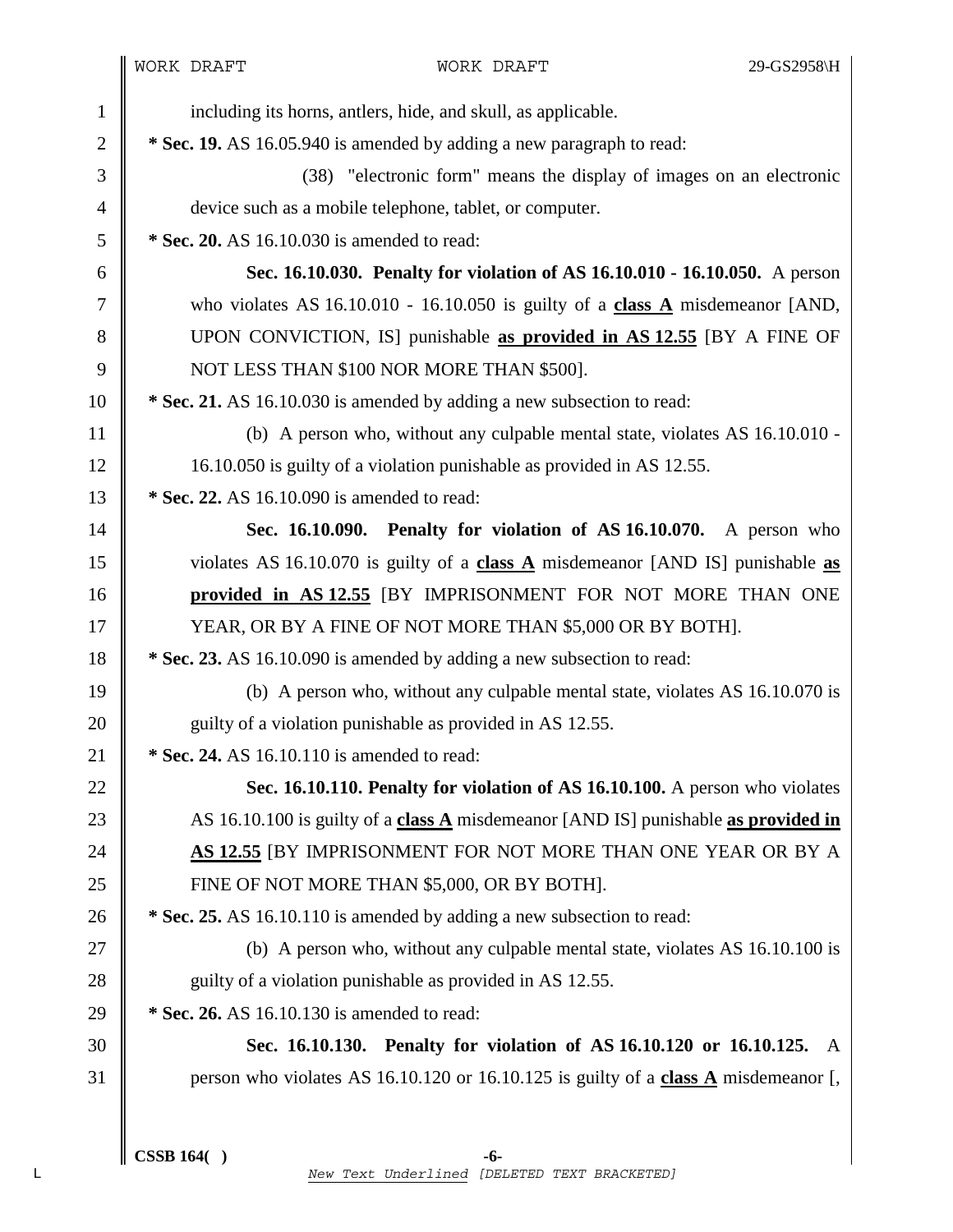including its horns, antlers, hide, and skull, as applicable.

**\* Sec. 19.** AS 16.05.940 is amended by adding a new paragraph to read:

(38) "electronic form" means the display of images on an electronic device such as a mobile telephone, tablet, or computer.

**\* Sec. 20.** AS 16.10.030 is amended to read:

**Sec. 16.10.030. Penalty for violation of AS 16.10.010 - 16.10.050.** A person who violates AS 16.10.010 - 16.10.050 is guilty of a **<u>class A</u>** misdemeanor [AND, UPON CONVICTION, IS] punishable **<u>as provided in AS 12.55</u>** [BY A FINE OF NOT LESS THAN $100 NOR MORE THAN $500].

**\* Sec. 21.** AS 16.10.030 is amended by adding a new subsection to read:

(b) A person who, without any culpable mental state, violates AS 16.10.010 - 16.10.050 is guilty of a violation punishable as provided in AS 12.55.

**\* Sec. 22.** AS 16.10.090 is amended to read:

**Sec. 16.10.090. Penalty for violation of AS 16.10.070.** A person who violates AS 16.10.070 is guilty of a **<u>class A</u>** misdemeanor [AND IS] punishable **<u>as provided in AS 12.55</u>** [BY IMPRISONMENT FOR NOT MORE THAN ONE YEAR, OR BY A FINE OF NOT MORE THAN $5,000 OR BY BOTH].

**\* Sec. 23.** AS 16.10.090 is amended by adding a new subsection to read:

(b) A person who, without any culpable mental state, violates AS 16.10.070 is guilty of a violation punishable as provided in AS 12.55.

**\* Sec. 24.** AS 16.10.110 is amended to read:

**Sec. 16.10.110. Penalty for violation of AS 16.10.100.** A person who violates AS 16.10.100 is guilty of a **<u>class A</u>** misdemeanor [AND IS] punishable **<u>as provided in AS 12.55</u>** [BY IMPRISONMENT FOR NOT MORE THAN ONE YEAR OR BY A FINE OF NOT MORE THAN $5,000, OR BY BOTH].

**\* Sec. 25.** AS 16.10.110 is amended by adding a new subsection to read:

(b) A person who, without any culpable mental state, violates AS 16.10.100 is guilty of a violation punishable as provided in AS 12.55.

**\* Sec. 26.** AS 16.10.130 is amended to read:

**Sec. 16.10.130. Penalty for violation of AS 16.10.120 or 16.10.125.** A person who violates AS 16.10.120 or 16.10.125 is guilty of a **<u>class A</u>** misdemeanor [,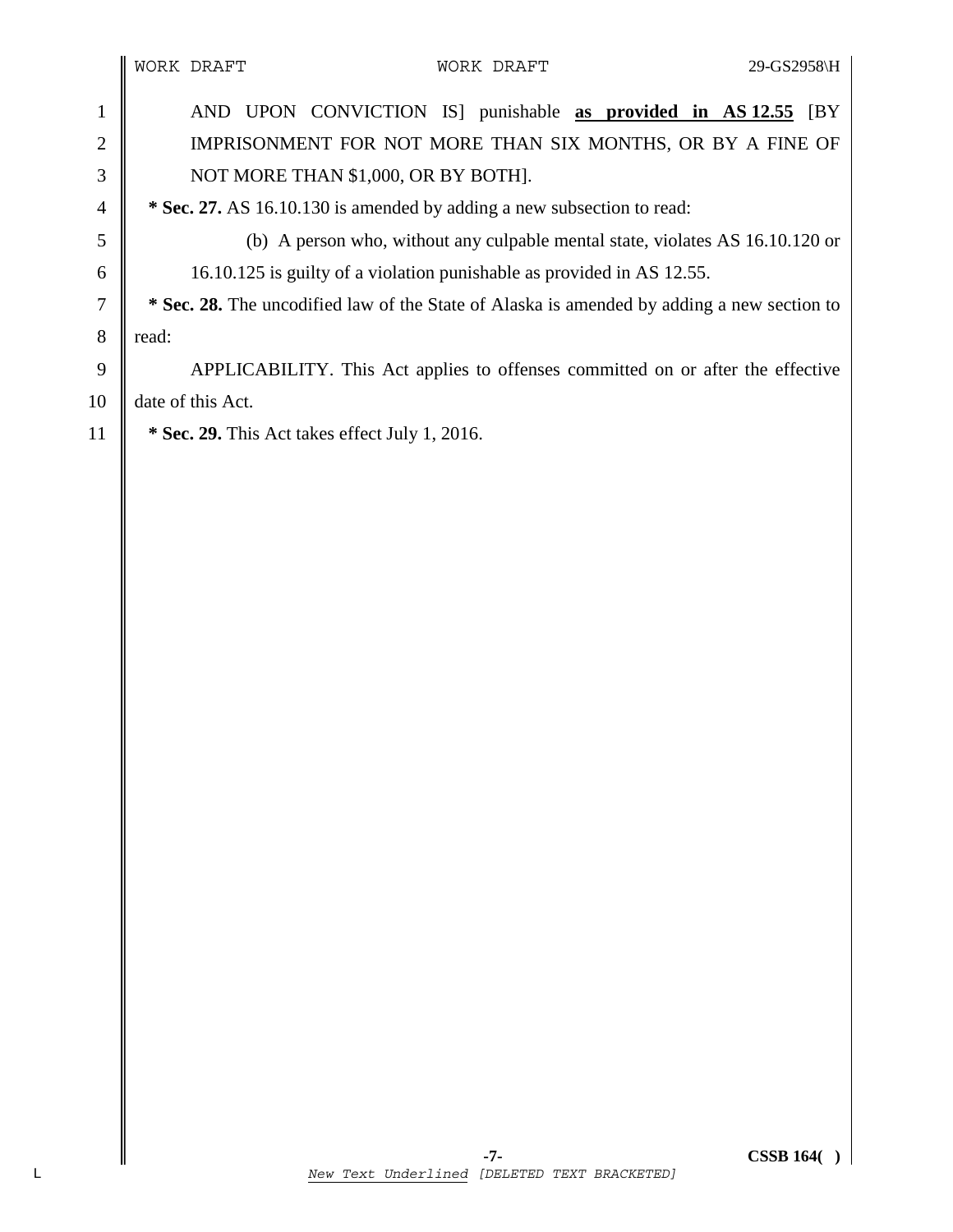AND UPON CONVICTION IS] punishable **as provided in AS 12.55** [BY IMPRISONMENT FOR NOT MORE THAN SIX MONTHS, OR BY A FINE OF NOT MORE THAN $1,000, OR BY BOTH].

**\* Sec. 27.** AS 16.10.130 is amended by adding a new subsection to read:

(b) A person who, without any culpable mental state, violates AS 16.10.120 or 16.10.125 is guilty of a violation punishable as provided in AS 12.55.

**\* Sec. 28.** The uncodified law of the State of Alaska is amended by adding a new section to read:

APPLICABILITY. This Act applies to offenses committed on or after the effective date of this Act.

**\* Sec. 29.** This Act takes effect July 1, 2016.